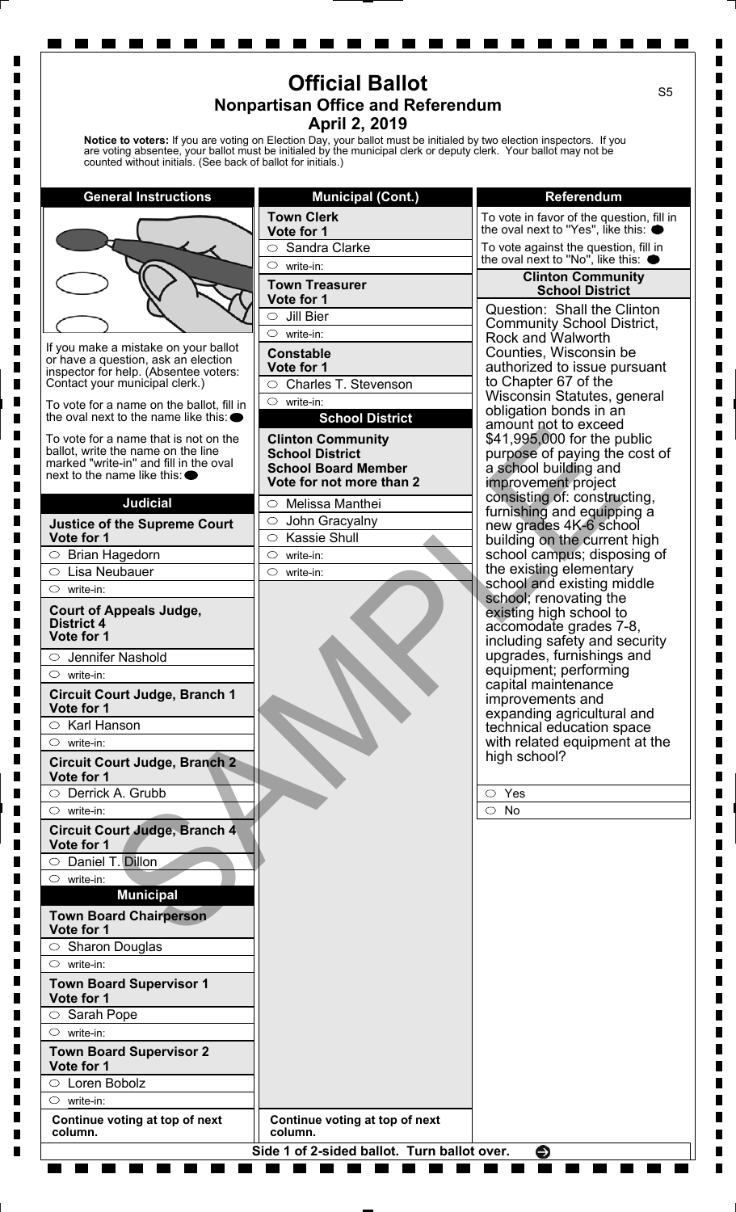# Official Ballot

## Nonpartisan Office and Referendum

### April 2, 2019

S5

**Notice to voters:** If you are voting on Election Day, your ballot must be initialed by two election inspectors. If you are voting absentee, your ballot must be initialed by the municipal clerk or deputy clerk. Your ballot may not be counted without initials. (See back of ballot for initials.)

## General Instructions

If you make a mistake on your ballot or have a question, ask an election inspector for help. (Absentee voters: Contact your municipal clerk.)

To vote for a name on the ballot, fill in the oval next to the name like this: ●

To vote for a name that is not on the ballot, write the name on the line marked "write-in" and fill in the oval next to the name like this: ●

## Judicial

**Justice of the Supreme Court**
**Vote for 1**

- ○ Brian Hagedorn
- ○ Lisa Neubauer
- ○ write-in:

**Court of Appeals Judge, District 4**
**Vote for 1**

- ○ Jennifer Nashold
- ○ write-in:

**Circuit Court Judge, Branch 1**
**Vote for 1**

- ○ Karl Hanson
- ○ write-in:

**Circuit Court Judge, Branch 2**
**Vote for 1**

- ○ Derrick A. Grubb
- ○ write-in:

**Circuit Court Judge, Branch 4**
**Vote for 1**

- ○ Daniel T. Dillon
- ○ write-in:

## Municipal

**Town Board Chairperson**
**Vote for 1**

- ○ Sharon Douglas
- ○ write-in:

**Town Board Supervisor 1**
**Vote for 1**

- ○ Sarah Pope
- ○ write-in:

**Town Board Supervisor 2**
**Vote for 1**

- ○ Loren Bobolz
- ○ write-in:

**Continue voting at top of next column.**

## Municipal (Cont.)

**Town Clerk**
**Vote for 1**

- ○ Sandra Clarke
- ○ write-in:

**Town Treasurer**
**Vote for 1**

- ○ Jill Bier
- ○ write-in:

**Constable**
**Vote for 1**

- ○ Charles T. Stevenson
- ○ write-in:

## School District

**Clinton Community School District School Board Member**
**Vote for not more than 2**

- ○ Melissa Manthei
- ○ John Gracyalny
- ○ Kassie Shull
- ○ write-in:
- ○ write-in:

**Continue voting at top of next column.**

## Referendum

To vote in favor of the question, fill in the oval next to "Yes", like this: ●

To vote against the question, fill in the oval next to "No", like this: ●

**Clinton Community School District**

Question: Shall the Clinton Community School District, Rock and Walworth Counties, Wisconsin be authorized to issue pursuant to Chapter 67 of the Wisconsin Statutes, general obligation bonds in an amount not to exceed $41,995,000 for the public purpose of paying the cost of a school building and improvement project consisting of: constructing, furnishing and equipping a new grades 4K-6 school building on the current high school campus; disposing of the existing elementary school and existing middle school; renovating the existing high school to accomodate grades 7-8, including safety and security upgrades, furnishings and equipment; performing capital maintenance improvements and expanding agricultural and technical education space with related equipment at the high school?

- ○ Yes
- ○ No

**Side 1 of 2-sided ballot. Turn ballot over.**

SAMPLE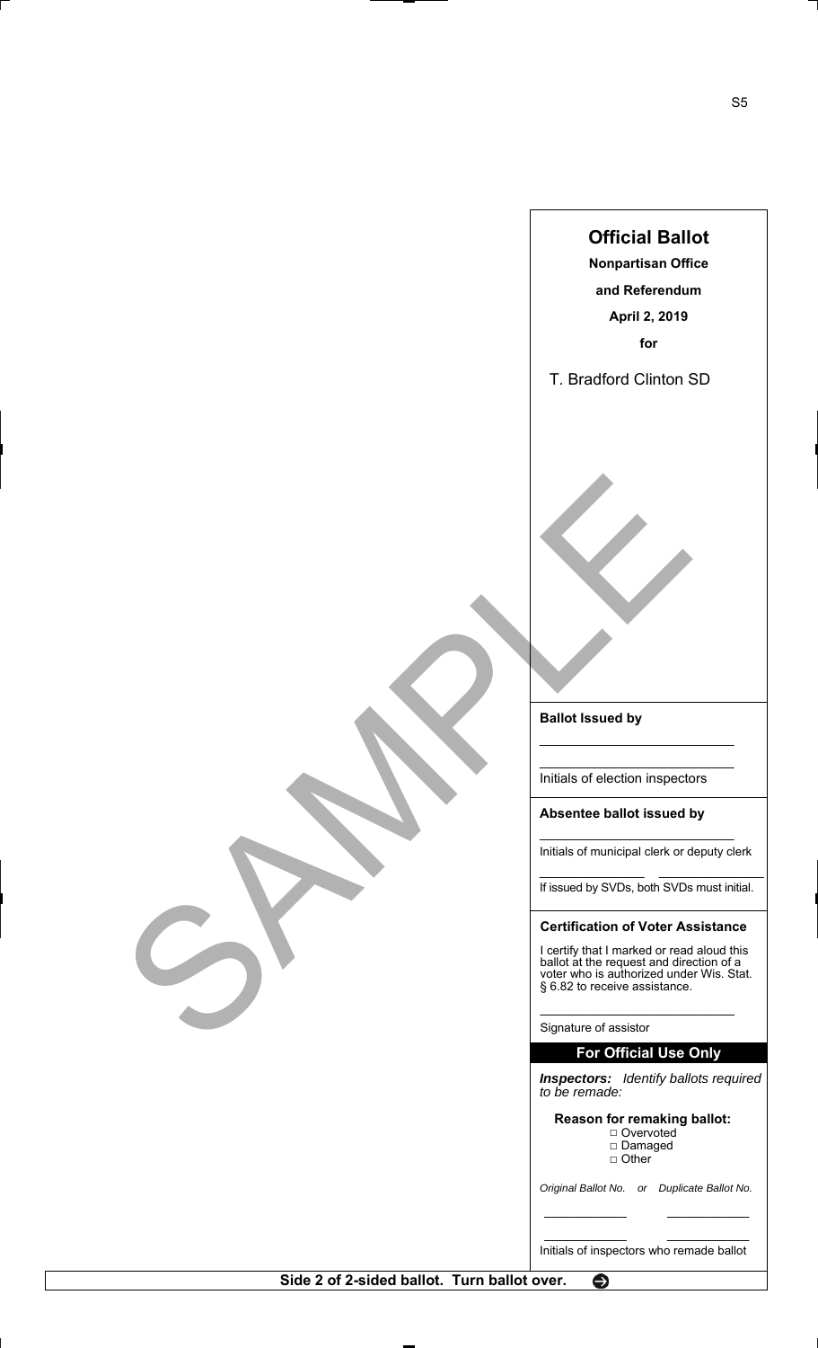S5

# Official Ballot

**Nonpartisan Office**

**and Referendum**

**April 2, 2019**

**for**

T. Bradford Clinton SD

SAMPLE

**Ballot Issued by**

\_\_\_\_\_\_\_\_\_\_\_\_\_\_\_\_\_\_\_\_\_\_\_\_\_\_\_\_

\_\_\_\_\_\_\_\_\_\_\_\_\_\_\_\_\_\_\_\_\_\_\_\_\_\_\_\_

Initials of election inspectors

**Absentee ballot issued by**

\_\_\_\_\_\_\_\_\_\_\_\_\_\_\_\_\_\_\_\_\_\_\_\_\_\_\_\_

Initials of municipal clerk or deputy clerk

\_\_\_\_\_\_\_\_\_\_\_\_\_\_\_\_ \_\_\_\_\_\_\_\_\_\_\_\_\_\_\_\_

If issued by SVDs, both SVDs must initial.

**Certification of Voter Assistance**

I certify that I marked or read aloud this ballot at the request and direction of a voter who is authorized under Wis. Stat. § 6.82 to receive assistance.

\_\_\_\_\_\_\_\_\_\_\_\_\_\_\_\_\_\_\_\_\_\_\_\_\_\_\_\_

Signature of assistor

**For Official Use Only**

***Inspectors:*** *Identify ballots required to be remade:*

**Reason for remaking ballot:**

- □ Overvoted
- □ Damaged
- □ Other

*Original Ballot No.* *or* *Duplicate Ballot No.*

\_\_\_\_\_\_\_\_\_\_\_\_ \_\_\_\_\_\_\_\_\_\_\_\_

\_\_\_\_\_\_\_\_\_\_\_\_ \_\_\_\_\_\_\_\_\_\_\_\_

Initials of inspectors who remade ballot

**Side 2 of 2-sided ballot. Turn ballot over.**